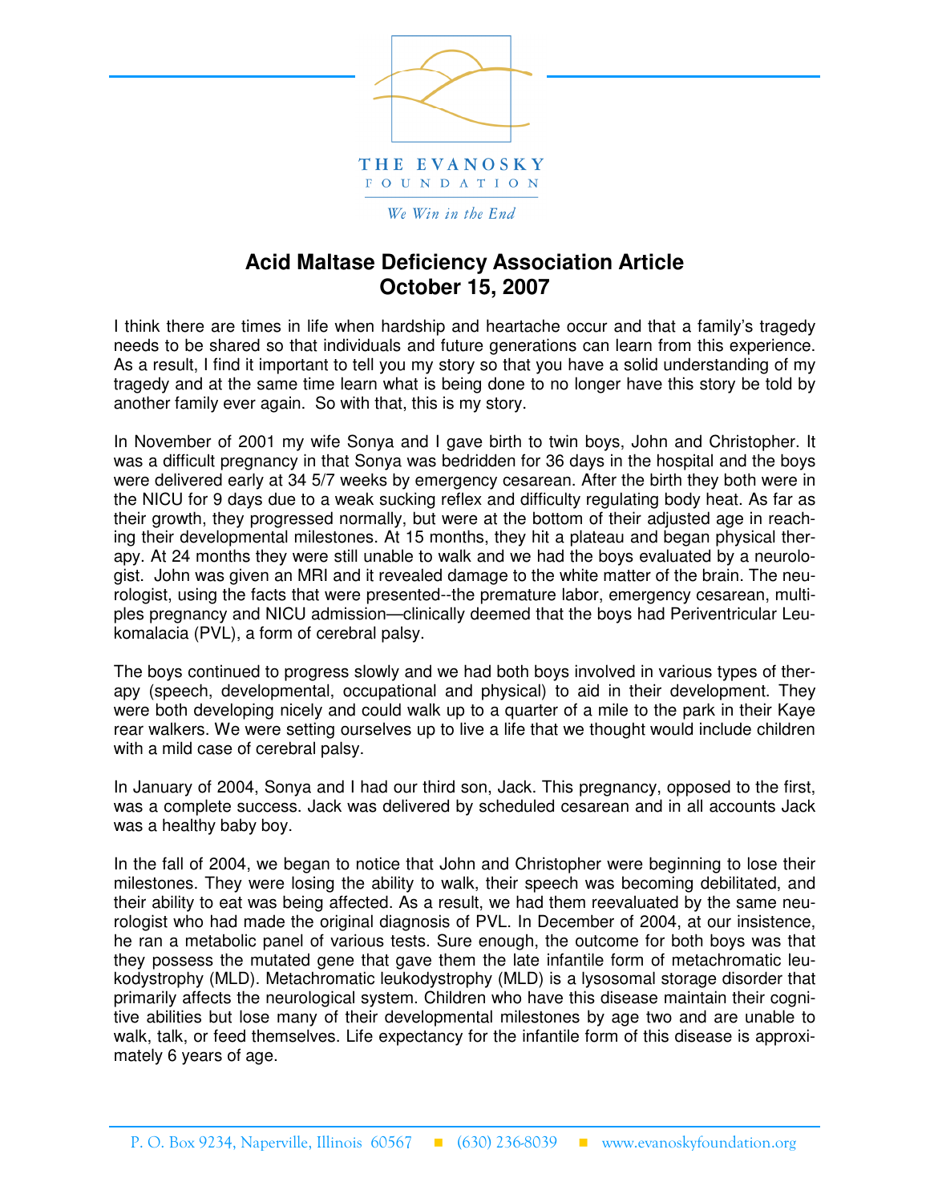THE EVANOSKY FOUNDATION

*We Win in the End*

# Acid Maltase Deficiency Association Article
# October 15, 2007

I think there are times in life when hardship and heartache occur and that a family's tragedy needs to be shared so that individuals and future generations can learn from this experience. As a result, I find it important to tell you my story so that you have a solid understanding of my tragedy and at the same time learn what is being done to no longer have this story be told by another family ever again. So with that, this is my story.

In November of 2001 my wife Sonya and I gave birth to twin boys, John and Christopher. It was a difficult pregnancy in that Sonya was bedridden for 36 days in the hospital and the boys were delivered early at 34 5/7 weeks by emergency cesarean. After the birth they both were in the NICU for 9 days due to a weak sucking reflex and difficulty regulating body heat. As far as their growth, they progressed normally, but were at the bottom of their adjusted age in reaching their developmental milestones. At 15 months, they hit a plateau and began physical therapy. At 24 months they were still unable to walk and we had the boys evaluated by a neurologist. John was given an MRI and it revealed damage to the white matter of the brain. The neurologist, using the facts that were presented--the premature labor, emergency cesarean, multiples pregnancy and NICU admission—clinically deemed that the boys had Periventricular Leukomalacia (PVL), a form of cerebral palsy.

The boys continued to progress slowly and we had both boys involved in various types of therapy (speech, developmental, occupational and physical) to aid in their development. They were both developing nicely and could walk up to a quarter of a mile to the park in their Kaye rear walkers. We were setting ourselves up to live a life that we thought would include children with a mild case of cerebral palsy.

In January of 2004, Sonya and I had our third son, Jack. This pregnancy, opposed to the first, was a complete success. Jack was delivered by scheduled cesarean and in all accounts Jack was a healthy baby boy.

In the fall of 2004, we began to notice that John and Christopher were beginning to lose their milestones. They were losing the ability to walk, their speech was becoming debilitated, and their ability to eat was being affected. As a result, we had them reevaluated by the same neurologist who had made the original diagnosis of PVL. In December of 2004, at our insistence, he ran a metabolic panel of various tests. Sure enough, the outcome for both boys was that they possess the mutated gene that gave them the late infantile form of metachromatic leukodystrophy (MLD). Metachromatic leukodystrophy (MLD) is a lysosomal storage disorder that primarily affects the neurological system. Children who have this disease maintain their cognitive abilities but lose many of their developmental milestones by age two and are unable to walk, talk, or feed themselves. Life expectancy for the infantile form of this disease is approximately 6 years of age.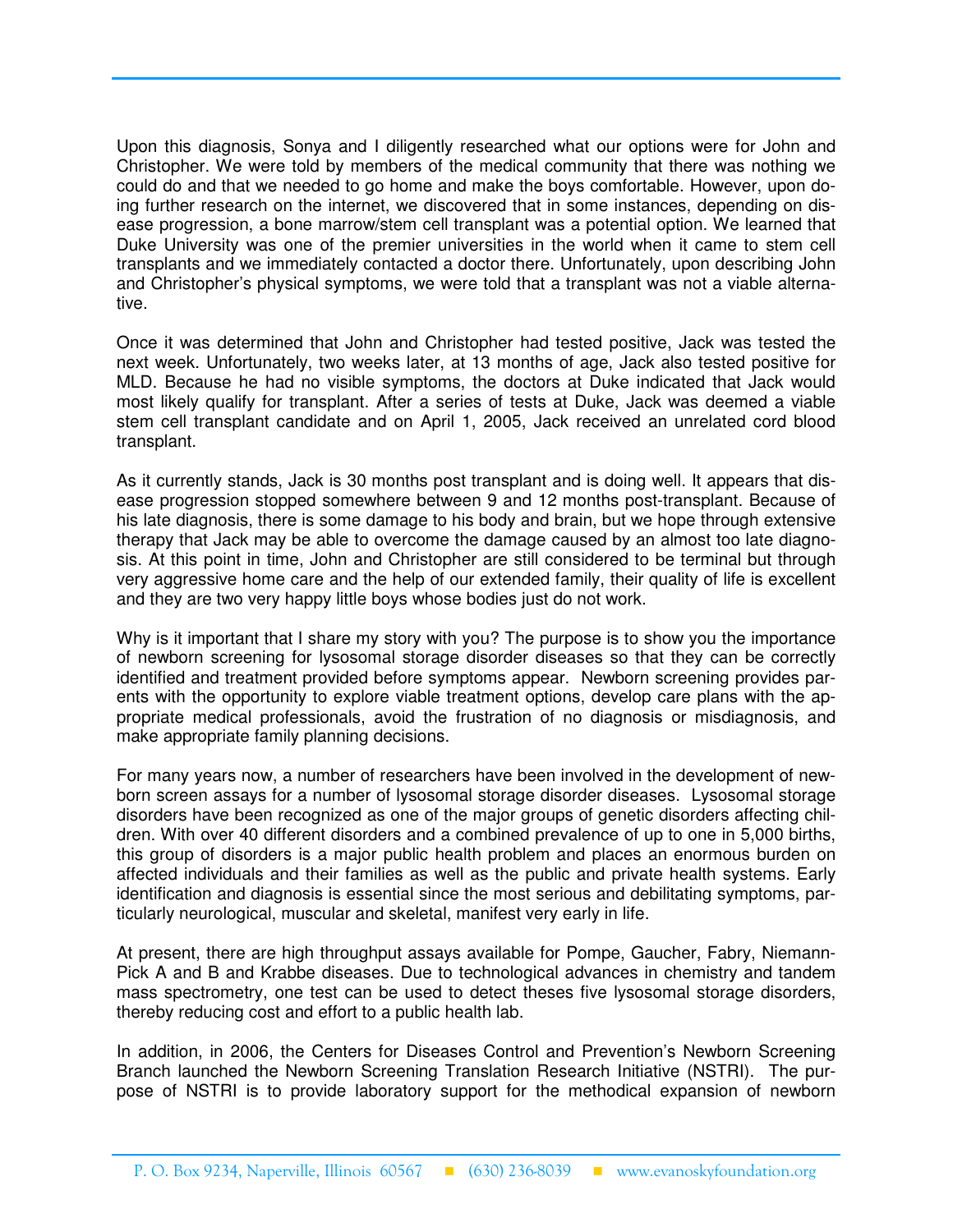Upon this diagnosis, Sonya and I diligently researched what our options were for John and Christopher. We were told by members of the medical community that there was nothing we could do and that we needed to go home and make the boys comfortable. However, upon doing further research on the internet, we discovered that in some instances, depending on disease progression, a bone marrow/stem cell transplant was a potential option. We learned that Duke University was one of the premier universities in the world when it came to stem cell transplants and we immediately contacted a doctor there. Unfortunately, upon describing John and Christopher's physical symptoms, we were told that a transplant was not a viable alternative.

Once it was determined that John and Christopher had tested positive, Jack was tested the next week. Unfortunately, two weeks later, at 13 months of age, Jack also tested positive for MLD. Because he had no visible symptoms, the doctors at Duke indicated that Jack would most likely qualify for transplant. After a series of tests at Duke, Jack was deemed a viable stem cell transplant candidate and on April 1, 2005, Jack received an unrelated cord blood transplant.

As it currently stands, Jack is 30 months post transplant and is doing well. It appears that disease progression stopped somewhere between 9 and 12 months post-transplant. Because of his late diagnosis, there is some damage to his body and brain, but we hope through extensive therapy that Jack may be able to overcome the damage caused by an almost too late diagnosis. At this point in time, John and Christopher are still considered to be terminal but through very aggressive home care and the help of our extended family, their quality of life is excellent and they are two very happy little boys whose bodies just do not work.

Why is it important that I share my story with you? The purpose is to show you the importance of newborn screening for lysosomal storage disorder diseases so that they can be correctly identified and treatment provided before symptoms appear. Newborn screening provides parents with the opportunity to explore viable treatment options, develop care plans with the appropriate medical professionals, avoid the frustration of no diagnosis or misdiagnosis, and make appropriate family planning decisions.

For many years now, a number of researchers have been involved in the development of newborn screen assays for a number of lysosomal storage disorder diseases. Lysosomal storage disorders have been recognized as one of the major groups of genetic disorders affecting children. With over 40 different disorders and a combined prevalence of up to one in 5,000 births, this group of disorders is a major public health problem and places an enormous burden on affected individuals and their families as well as the public and private health systems. Early identification and diagnosis is essential since the most serious and debilitating symptoms, particularly neurological, muscular and skeletal, manifest very early in life.

At present, there are high throughput assays available for Pompe, Gaucher, Fabry, Niemann-Pick A and B and Krabbe diseases. Due to technological advances in chemistry and tandem mass spectrometry, one test can be used to detect theses five lysosomal storage disorders, thereby reducing cost and effort to a public health lab.

In addition, in 2006, the Centers for Diseases Control and Prevention's Newborn Screening Branch launched the Newborn Screening Translation Research Initiative (NSTRI). The purpose of NSTRI is to provide laboratory support for the methodical expansion of newborn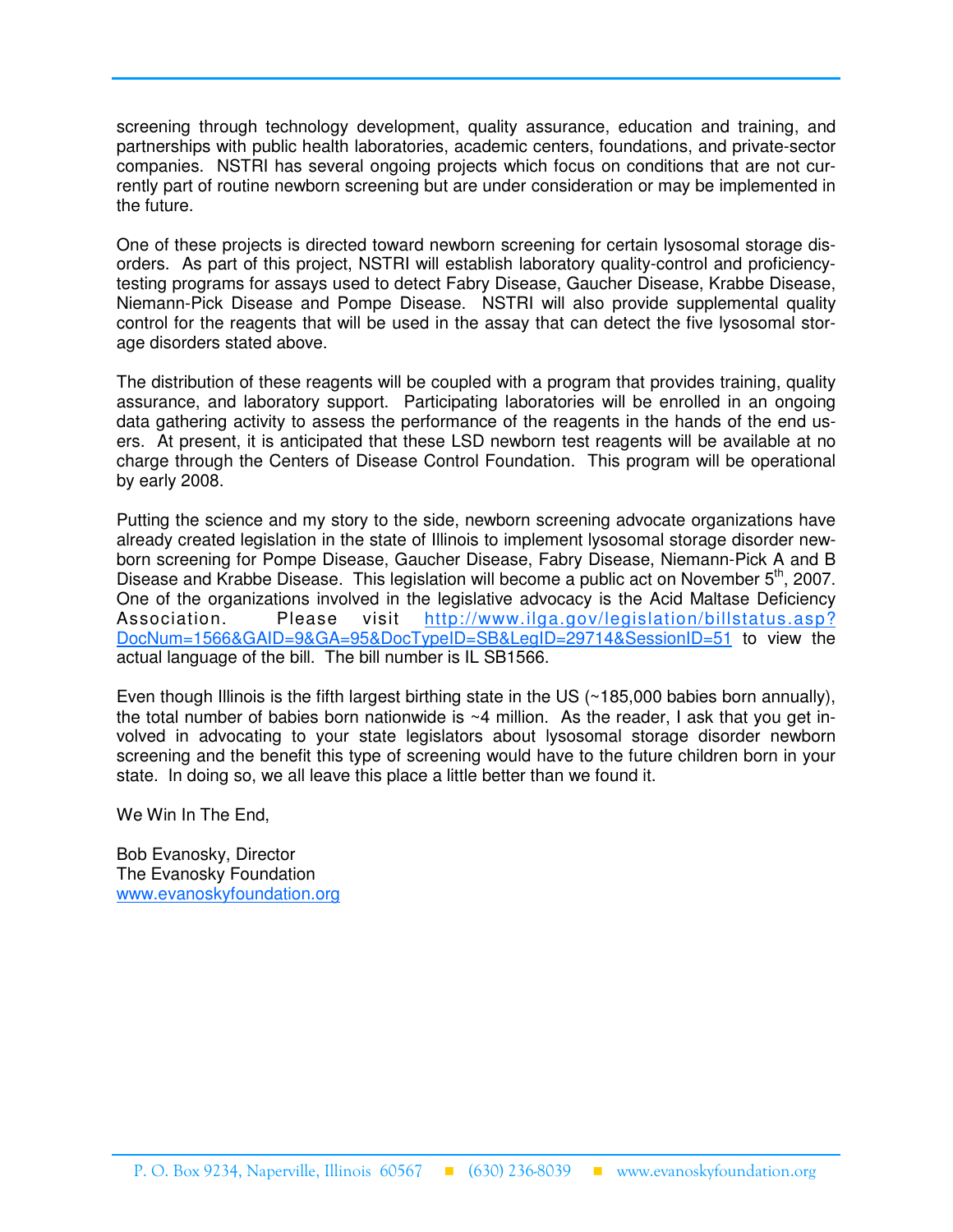screening through technology development, quality assurance, education and training, and partnerships with public health laboratories, academic centers, foundations, and private-sector companies. NSTRI has several ongoing projects which focus on conditions that are not currently part of routine newborn screening but are under consideration or may be implemented in the future.

One of these projects is directed toward newborn screening for certain lysosomal storage disorders. As part of this project, NSTRI will establish laboratory quality-control and proficiency-testing programs for assays used to detect Fabry Disease, Gaucher Disease, Krabbe Disease, Niemann-Pick Disease and Pompe Disease. NSTRI will also provide supplemental quality control for the reagents that will be used in the assay that can detect the five lysosomal storage disorders stated above.

The distribution of these reagents will be coupled with a program that provides training, quality assurance, and laboratory support. Participating laboratories will be enrolled in an ongoing data gathering activity to assess the performance of the reagents in the hands of the end users. At present, it is anticipated that these LSD newborn test reagents will be available at no charge through the Centers of Disease Control Foundation. This program will be operational by early 2008.

Putting the science and my story to the side, newborn screening advocate organizations have already created legislation in the state of Illinois to implement lysosomal storage disorder newborn screening for Pompe Disease, Gaucher Disease, Fabry Disease, Niemann-Pick A and B Disease and Krabbe Disease. This legislation will become a public act on November 5th, 2007. One of the organizations involved in the legislative advocacy is the Acid Maltase Deficiency Association. Please visit http://www.ilga.gov/legislation/billstatus.asp?DocNum=1566&GAID=9&GA=95&DocTypeID=SB&LegID=29714&SessionID=51 to view the actual language of the bill. The bill number is IL SB1566.

Even though Illinois is the fifth largest birthing state in the US (~185,000 babies born annually), the total number of babies born nationwide is ~4 million. As the reader, I ask that you get involved in advocating to your state legislators about lysosomal storage disorder newborn screening and the benefit this type of screening would have to the future children born in your state. In doing so, we all leave this place a little better than we found it.

We Win In The End,

Bob Evanosky, Director
The Evanosky Foundation
www.evanoskyfoundation.org